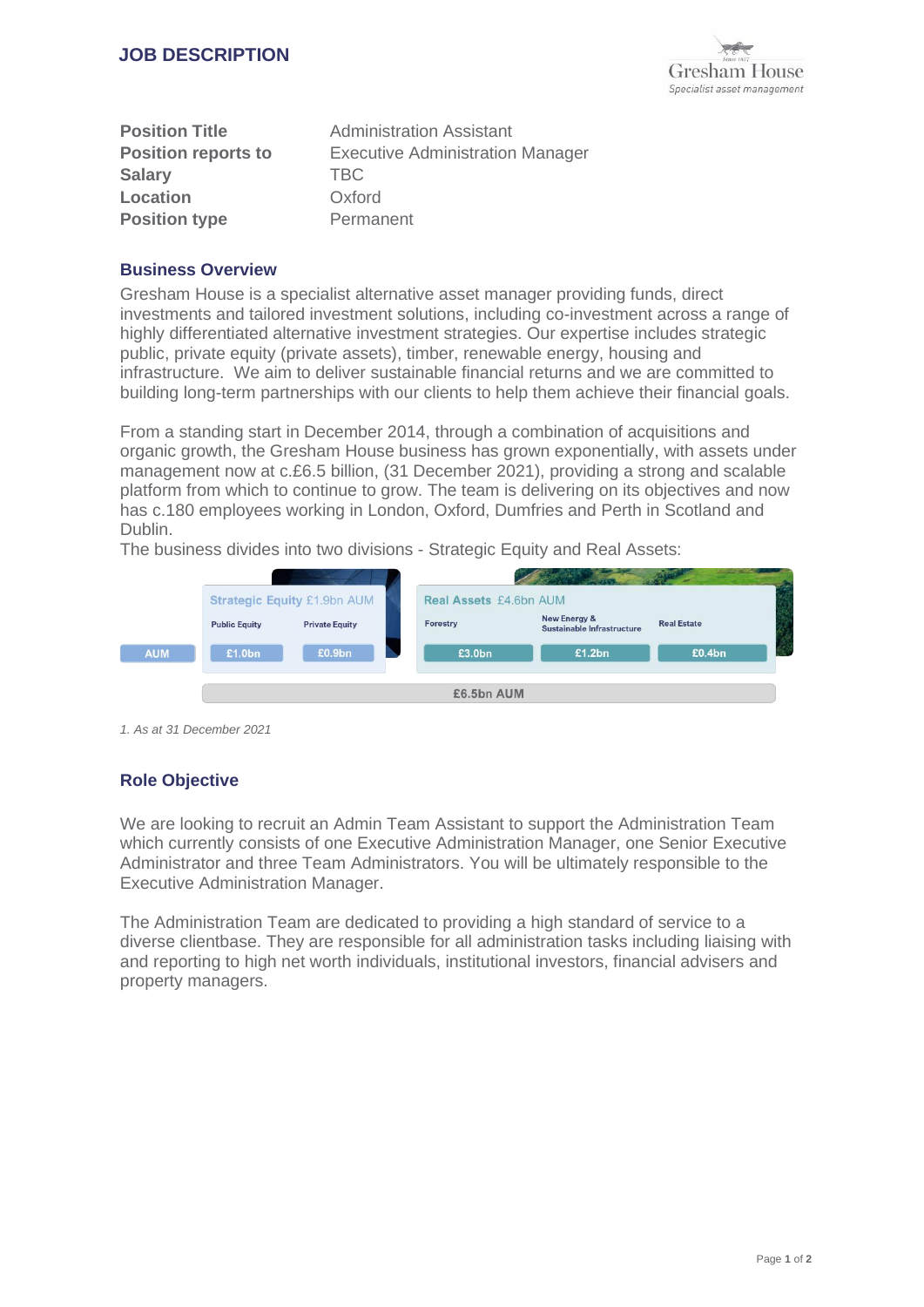# JOB DESCRIPTION

| | |
|---|---|
| **Position Title** | Administration Assistant |
| **Position reports to** | Executive Administration Manager |
| **Salary** | TBC |
| **Location** | Oxford |
| **Position type** | Permanent |

## Business Overview

Gresham House is a specialist alternative asset manager providing funds, direct investments and tailored investment solutions, including co-investment across a range of highly differentiated alternative investment strategies. Our expertise includes strategic public, private equity (private assets), timber, renewable energy, housing and infrastructure. We aim to deliver sustainable financial returns and we are committed to building long-term partnerships with our clients to help them achieve their financial goals.

From a standing start in December 2014, through a combination of acquisitions and organic growth, the Gresham House business has grown exponentially, with assets under management now at c.£6.5 billion, (31 December 2021), providing a strong and scalable platform from which to continue to grow. The team is delivering on its objectives and now has c.180 employees working in London, Oxford, Dumfries and Perth in Scotland and Dublin.

The business divides into two divisions - Strategic Equity and Real Assets:

| | Strategic Equity £1.9bn AUM | | Real Assets £4.6bn AUM | | |
|---|---|---|---|---|---|
| | Public Equity | Private Equity | Forestry | New Energy & Sustainable Infrastructure | Real Estate |
| AUM | £1.0bn | £0.9bn | £3.0bn | £1.2bn | £0.4bn |
| | £6.5bn AUM | | | | |

*1. As at 31 December 2021*

## Role Objective

We are looking to recruit an Admin Team Assistant to support the Administration Team which currently consists of one Executive Administration Manager, one Senior Executive Administrator and three Team Administrators. You will be ultimately responsible to the Executive Administration Manager.

The Administration Team are dedicated to providing a high standard of service to a diverse clientbase. They are responsible for all administration tasks including liaising with and reporting to high net worth individuals, institutional investors, financial advisers and property managers.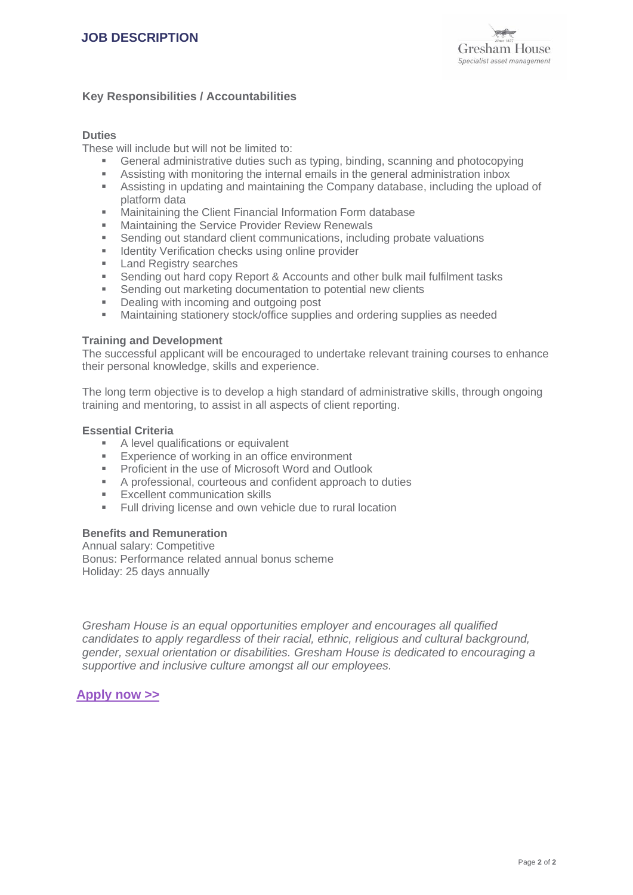## Key Responsibilities / Accountabilities

### Duties

These will include but will not be limited to:

- General administrative duties such as typing, binding, scanning and photocopying
- Assisting with monitoring the internal emails in the general administration inbox
- Assisting in updating and maintaining the Company database, including the upload of platform data
- Mainitaining the Client Financial Information Form database
- Maintaining the Service Provider Review Renewals
- Sending out standard client communications, including probate valuations
- Identity Verification checks using online provider
- Land Registry searches
- Sending out hard copy Report & Accounts and other bulk mail fulfilment tasks
- Sending out marketing documentation to potential new clients
- Dealing with incoming and outgoing post
- Maintaining stationery stock/office supplies and ordering supplies as needed

### Training and Development

The successful applicant will be encouraged to undertake relevant training courses to enhance their personal knowledge, skills and experience.

The long term objective is to develop a high standard of administrative skills, through ongoing training and mentoring, to assist in all aspects of client reporting.

### Essential Criteria

- A level qualifications or equivalent
- Experience of working in an office environment
- Proficient in the use of Microsoft Word and Outlook
- A professional, courteous and confident approach to duties
- Excellent communication skills
- Full driving license and own vehicle due to rural location

### Benefits and Remuneration

Annual salary: Competitive
Bonus: Performance related annual bonus scheme
Holiday: 25 days annually

*Gresham House is an equal opportunities employer and encourages all qualified candidates to apply regardless of their racial, ethnic, religious and cultural background, gender, sexual orientation or disabilities. Gresham House is dedicated to encouraging a supportive and inclusive culture amongst all our employees.*

**Apply now >>**